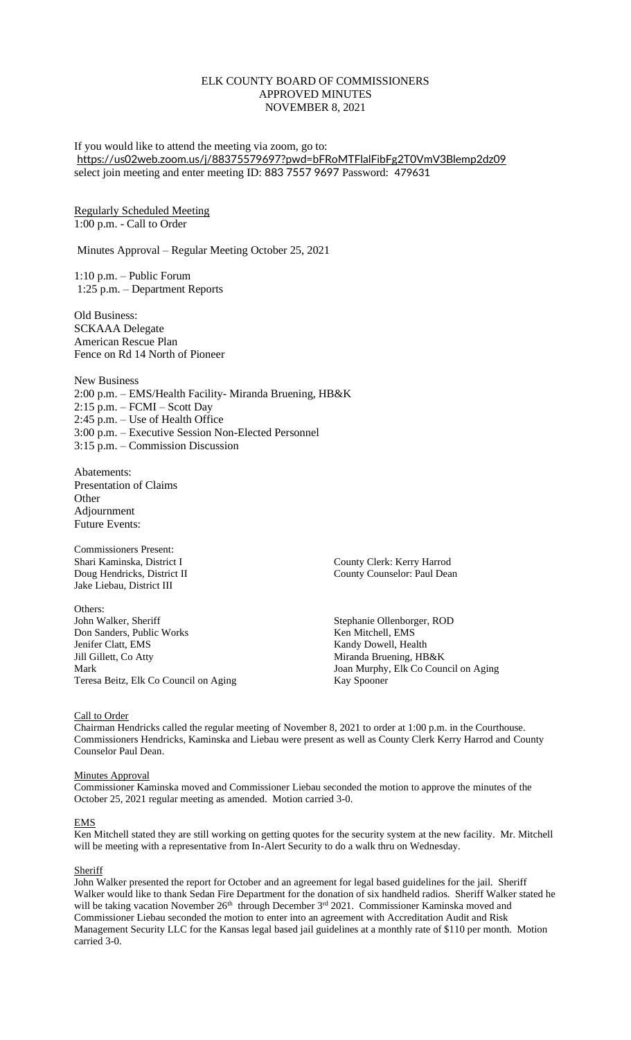# ELK COUNTY BOARD OF COMMISSIONERS
## APPROVED MINUTES
## NOVEMBER 8, 2021

If you would like to attend the meeting via zoom, go to:
https://us02web.zoom.us/j/88375579697?pwd=bFRoMTFlalFibFg2T0VmV3Blemp2dz09
select join meeting and enter meeting ID: 883 7557 9697 Password: 479631

Regularly Scheduled Meeting
1:00 p.m. - Call to Order

Minutes Approval – Regular Meeting October 25, 2021

1:10 p.m. – Public Forum
1:25 p.m. – Department Reports

Old Business:
SCKAAA Delegate
American Rescue Plan
Fence on Rd 14 North of Pioneer

New Business
2:00 p.m. – EMS/Health Facility- Miranda Bruening, HB&K
2:15 p.m. – FCMI – Scott Day
2:45 p.m. – Use of Health Office
3:00 p.m. – Executive Session Non-Elected Personnel
3:15 p.m. – Commission Discussion

Abatements:
Presentation of Claims
Other
Adjournment
Future Events:

Commissioners Present:
Shari Kaminska, District I
Doug Hendricks, District II
Jake Liebau, District III

County Clerk: Kerry Harrod
County Counselor: Paul Dean

Others:
John Walker, Sheriff
Don Sanders, Public Works
Jenifer Clatt, EMS
Jill Gillett, Co Atty
Mark
Teresa Beitz, Elk Co Council on Aging
Stephanie Ollenborger, ROD
Ken Mitchell, EMS
Kandy Dowell, Health
Miranda Bruening, HB&K
Joan Murphy, Elk Co Council on Aging
Kay Spooner

Call to Order
Chairman Hendricks called the regular meeting of November 8, 2021 to order at 1:00 p.m. in the Courthouse. Commissioners Hendricks, Kaminska and Liebau were present as well as County Clerk Kerry Harrod and County Counselor Paul Dean.

Minutes Approval
Commissioner Kaminska moved and Commissioner Liebau seconded the motion to approve the minutes of the October 25, 2021 regular meeting as amended. Motion carried 3-0.

EMS
Ken Mitchell stated they are still working on getting quotes for the security system at the new facility. Mr. Mitchell will be meeting with a representative from In-Alert Security to do a walk thru on Wednesday.

Sheriff
John Walker presented the report for October and an agreement for legal based guidelines for the jail. Sheriff Walker would like to thank Sedan Fire Department for the donation of six handheld radios. Sheriff Walker stated he will be taking vacation November 26th through December 3rd 2021. Commissioner Kaminska moved and Commissioner Liebau seconded the motion to enter into an agreement with Accreditation Audit and Risk Management Security LLC for the Kansas legal based jail guidelines at a monthly rate of $110 per month. Motion carried 3-0.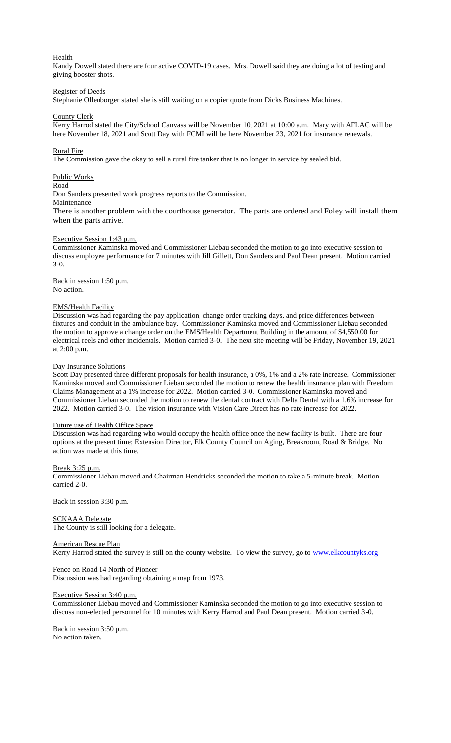Health

Kandy Dowell stated there are four active COVID-19 cases. Mrs. Dowell said they are doing a lot of testing and giving booster shots.

Register of Deeds

Stephanie Ollenborger stated she is still waiting on a copier quote from Dicks Business Machines.

County Clerk

Kerry Harrod stated the City/School Canvass will be November 10, 2021 at 10:00 a.m. Mary with AFLAC will be here November 18, 2021 and Scott Day with FCMI will be here November 23, 2021 for insurance renewals.

Rural Fire

The Commission gave the okay to sell a rural fire tanker that is no longer in service by sealed bid.

Public Works

Road

Don Sanders presented work progress reports to the Commission.

Maintenance

There is another problem with the courthouse generator. The parts are ordered and Foley will install them when the parts arrive.

Executive Session 1:43 p.m.

Commissioner Kaminska moved and Commissioner Liebau seconded the motion to go into executive session to discuss employee performance for 7 minutes with Jill Gillett, Don Sanders and Paul Dean present. Motion carried 3-0.

Back in session 1:50 p.m.
No action.

EMS/Health Facility

Discussion was had regarding the pay application, change order tracking days, and price differences between fixtures and conduit in the ambulance bay. Commissioner Kaminska moved and Commissioner Liebau seconded the motion to approve a change order on the EMS/Health Department Building in the amount of $4,550.00 for electrical reels and other incidentals. Motion carried 3-0. The next site meeting will be Friday, November 19, 2021 at 2:00 p.m.

Day Insurance Solutions

Scott Day presented three different proposals for health insurance, a 0%, 1% and a 2% rate increase. Commissioner Kaminska moved and Commissioner Liebau seconded the motion to renew the health insurance plan with Freedom Claims Management at a 1% increase for 2022. Motion carried 3-0. Commissioner Kaminska moved and Commissioner Liebau seconded the motion to renew the dental contract with Delta Dental with a 1.6% increase for 2022. Motion carried 3-0. The vision insurance with Vision Care Direct has no rate increase for 2022.

Future use of Health Office Space

Discussion was had regarding who would occupy the health office once the new facility is built. There are four options at the present time; Extension Director, Elk County Council on Aging, Breakroom, Road & Bridge. No action was made at this time.

Break 3:25 p.m.

Commissioner Liebau moved and Chairman Hendricks seconded the motion to take a 5-minute break. Motion carried 2-0.

Back in session 3:30 p.m.

SCKAAA Delegate

The County is still looking for a delegate.

American Rescue Plan

Kerry Harrod stated the survey is still on the county website. To view the survey, go to www.elkcountyks.org

Fence on Road 14 North of Pioneer

Discussion was had regarding obtaining a map from 1973.

Executive Session 3:40 p.m.

Commissioner Liebau moved and Commissioner Kaminska seconded the motion to go into executive session to discuss non-elected personnel for 10 minutes with Kerry Harrod and Paul Dean present. Motion carried 3-0.

Back in session 3:50 p.m.
No action taken.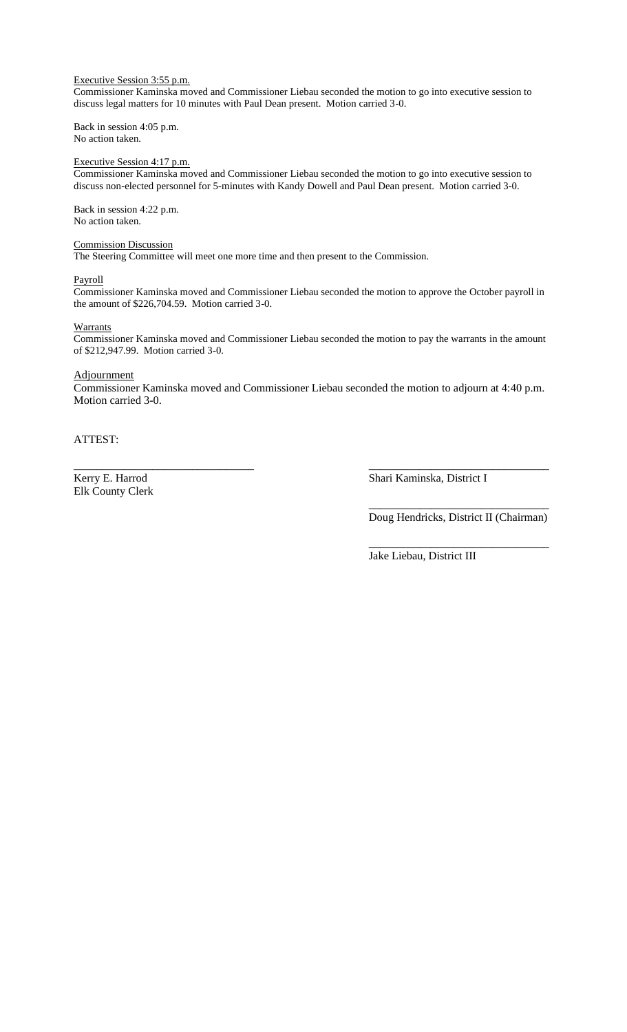Executive Session 3:55 p.m.

Commissioner Kaminska moved and Commissioner Liebau seconded the motion to go into executive session to discuss legal matters for 10 minutes with Paul Dean present. Motion carried 3-0.

Back in session 4:05 p.m.
No action taken.

Executive Session 4:17 p.m.

Commissioner Kaminska moved and Commissioner Liebau seconded the motion to go into executive session to discuss non-elected personnel for 5-minutes with Kandy Dowell and Paul Dean present. Motion carried 3-0.

Back in session 4:22 p.m.
No action taken.

Commission Discussion

The Steering Committee will meet one more time and then present to the Commission.

Payroll

Commissioner Kaminska moved and Commissioner Liebau seconded the motion to approve the October payroll in the amount of $226,704.59. Motion carried 3-0.

Warrants

Commissioner Kaminska moved and Commissioner Liebau seconded the motion to pay the warrants in the amount of $212,947.99. Motion carried 3-0.

Adjournment

Commissioner Kaminska moved and Commissioner Liebau seconded the motion to adjourn at 4:40 p.m. Motion carried 3-0.

ATTEST:

_______________________________
Kerry E. Harrod
Elk County Clerk

_______________________________
Shari Kaminska, District I

_______________________________
Doug Hendricks, District II (Chairman)

_______________________________
Jake Liebau, District III